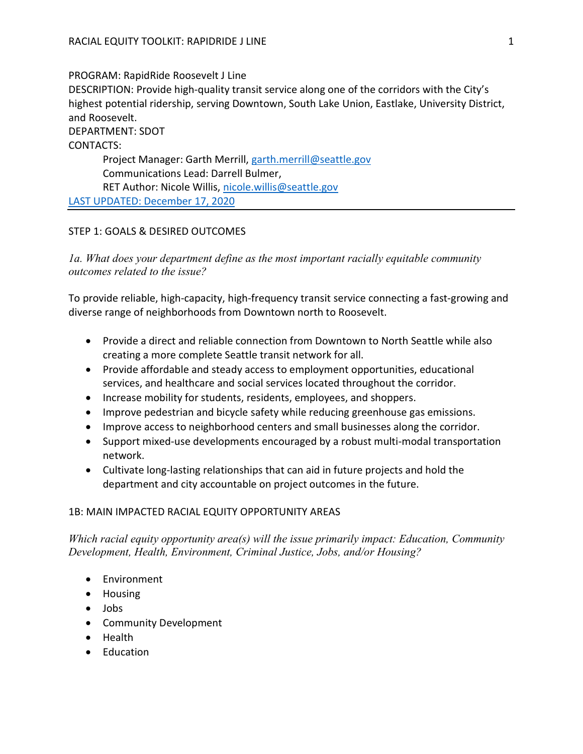PROGRAM: RapidRide Roosevelt J Line
DESCRIPTION: Provide high-quality transit service along one of the corridors with the City's highest potential ridership, serving Downtown, South Lake Union, Eastlake, University District, and Roosevelt.
DEPARTMENT: SDOT
CONTACTS:

Project Manager: Garth Merrill, garth.merrill@seattle.gov
Communications Lead: Darrell Bulmer,
RET Author: Nicole Willis, nicole.willis@seattle.gov

LAST UPDATED: December 17, 2020

---

## STEP 1: GOALS & DESIRED OUTCOMES

*1a. What does your department define as the most important racially equitable community outcomes related to the issue?*

To provide reliable, high-capacity, high-frequency transit service connecting a fast-growing and diverse range of neighborhoods from Downtown north to Roosevelt.

- Provide a direct and reliable connection from Downtown to North Seattle while also creating a more complete Seattle transit network for all.
- Provide affordable and steady access to employment opportunities, educational services, and healthcare and social services located throughout the corridor.
- Increase mobility for students, residents, employees, and shoppers.
- Improve pedestrian and bicycle safety while reducing greenhouse gas emissions.
- Improve access to neighborhood centers and small businesses along the corridor.
- Support mixed-use developments encouraged by a robust multi-modal transportation network.
- Cultivate long-lasting relationships that can aid in future projects and hold the department and city accountable on project outcomes in the future.

### 1B: MAIN IMPACTED RACIAL EQUITY OPPORTUNITY AREAS

*Which racial equity opportunity area(s) will the issue primarily impact: Education, Community Development, Health, Environment, Criminal Justice, Jobs, and/or Housing?*

- Environment
- Housing
- Jobs
- Community Development
- Health
- Education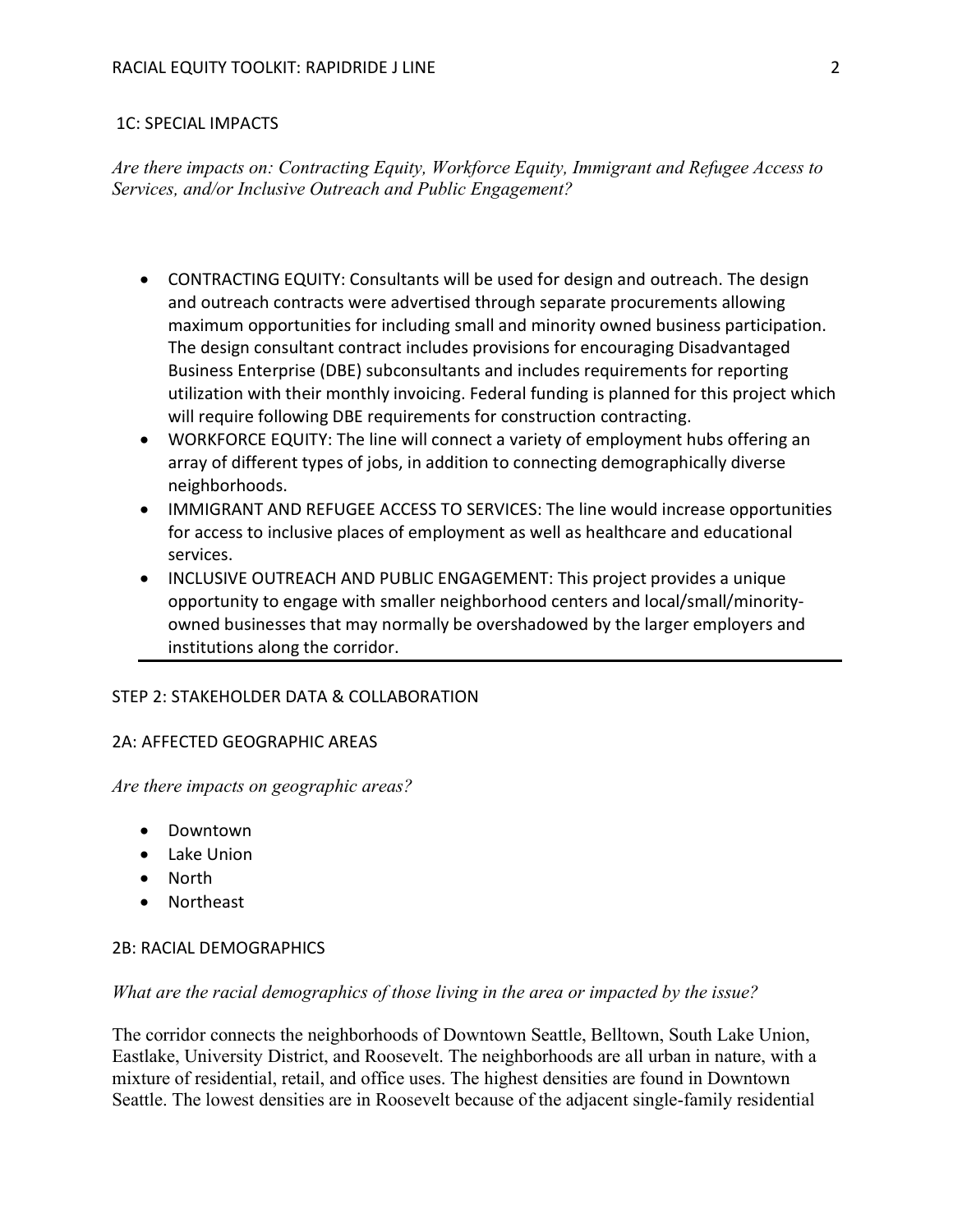### 1C: SPECIAL IMPACTS

*Are there impacts on: Contracting Equity, Workforce Equity, Immigrant and Refugee Access to Services, and/or Inclusive Outreach and Public Engagement?*

- CONTRACTING EQUITY: Consultants will be used for design and outreach. The design and outreach contracts were advertised through separate procurements allowing maximum opportunities for including small and minority owned business participation. The design consultant contract includes provisions for encouraging Disadvantaged Business Enterprise (DBE) subconsultants and includes requirements for reporting utilization with their monthly invoicing. Federal funding is planned for this project which will require following DBE requirements for construction contracting.
- WORKFORCE EQUITY: The line will connect a variety of employment hubs offering an array of different types of jobs, in addition to connecting demographically diverse neighborhoods.
- IMMIGRANT AND REFUGEE ACCESS TO SERVICES: The line would increase opportunities for access to inclusive places of employment as well as healthcare and educational services.
- INCLUSIVE OUTREACH AND PUBLIC ENGAGEMENT: This project provides a unique opportunity to engage with smaller neighborhood centers and local/small/minority-owned businesses that may normally be overshadowed by the larger employers and institutions along the corridor.

---

## STEP 2: STAKEHOLDER DATA & COLLABORATION

### 2A: AFFECTED GEOGRAPHIC AREAS

*Are there impacts on geographic areas?*

- Downtown
- Lake Union
- North
- Northeast

### 2B: RACIAL DEMOGRAPHICS

*What are the racial demographics of those living in the area or impacted by the issue?*

The corridor connects the neighborhoods of Downtown Seattle, Belltown, South Lake Union, Eastlake, University District, and Roosevelt. The neighborhoods are all urban in nature, with a mixture of residential, retail, and office uses. The highest densities are found in Downtown Seattle. The lowest densities are in Roosevelt because of the adjacent single-family residential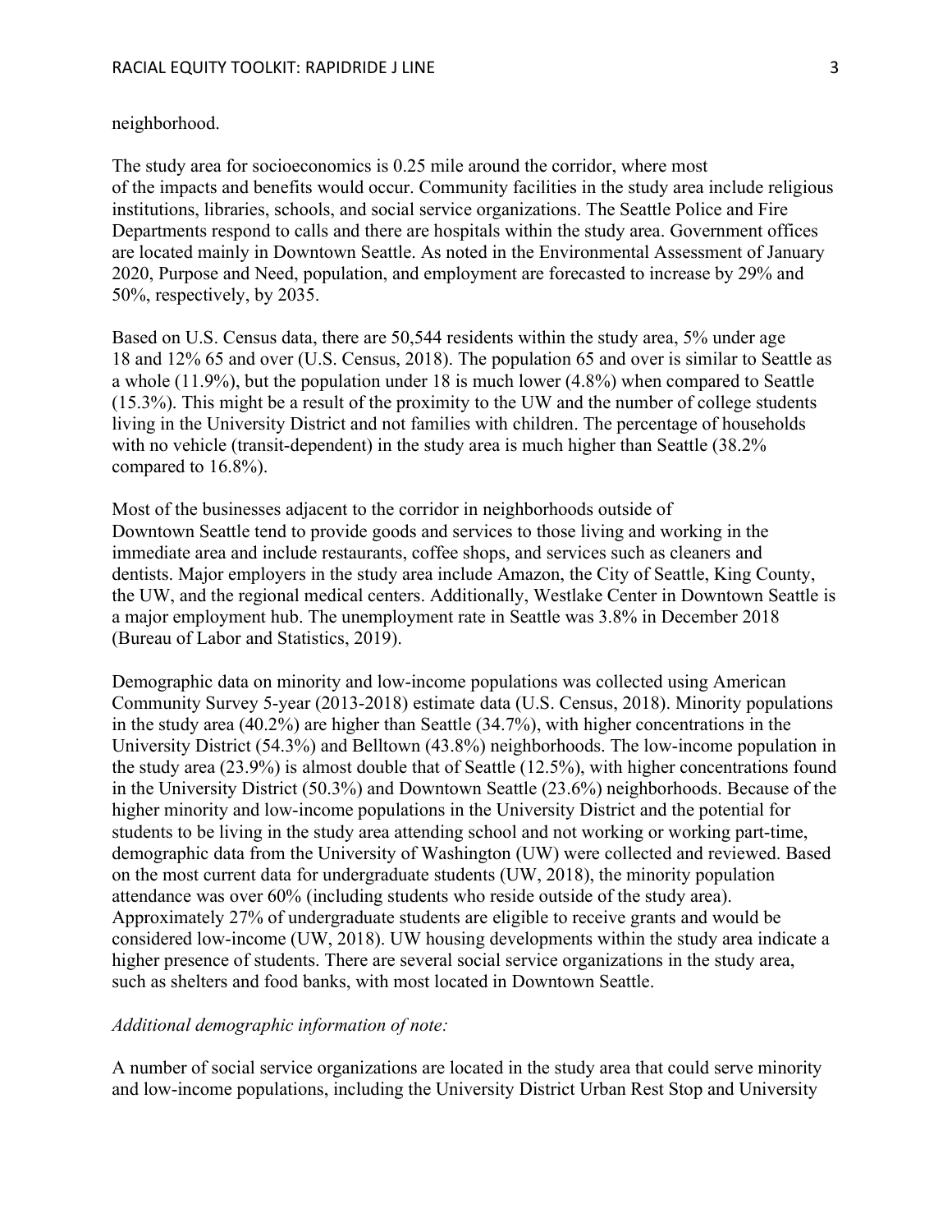neighborhood.

The study area for socioeconomics is 0.25 mile around the corridor, where most of the impacts and benefits would occur. Community facilities in the study area include religious institutions, libraries, schools, and social service organizations. The Seattle Police and Fire Departments respond to calls and there are hospitals within the study area. Government offices are located mainly in Downtown Seattle. As noted in the Environmental Assessment of January 2020, Purpose and Need, population, and employment are forecasted to increase by 29% and 50%, respectively, by 2035.

Based on U.S. Census data, there are 50,544 residents within the study area, 5% under age 18 and 12% 65 and over (U.S. Census, 2018). The population 65 and over is similar to Seattle as a whole (11.9%), but the population under 18 is much lower (4.8%) when compared to Seattle (15.3%). This might be a result of the proximity to the UW and the number of college students living in the University District and not families with children. The percentage of households with no vehicle (transit-dependent) in the study area is much higher than Seattle (38.2% compared to 16.8%).

Most of the businesses adjacent to the corridor in neighborhoods outside of Downtown Seattle tend to provide goods and services to those living and working in the immediate area and include restaurants, coffee shops, and services such as cleaners and dentists. Major employers in the study area include Amazon, the City of Seattle, King County, the UW, and the regional medical centers. Additionally, Westlake Center in Downtown Seattle is a major employment hub. The unemployment rate in Seattle was 3.8% in December 2018 (Bureau of Labor and Statistics, 2019).

Demographic data on minority and low-income populations was collected using American Community Survey 5-year (2013-2018) estimate data (U.S. Census, 2018). Minority populations in the study area (40.2%) are higher than Seattle (34.7%), with higher concentrations in the University District (54.3%) and Belltown (43.8%) neighborhoods. The low-income population in the study area (23.9%) is almost double that of Seattle (12.5%), with higher concentrations found in the University District (50.3%) and Downtown Seattle (23.6%) neighborhoods. Because of the higher minority and low-income populations in the University District and the potential for students to be living in the study area attending school and not working or working part-time, demographic data from the University of Washington (UW) were collected and reviewed. Based on the most current data for undergraduate students (UW, 2018), the minority population attendance was over 60% (including students who reside outside of the study area). Approximately 27% of undergraduate students are eligible to receive grants and would be considered low-income (UW, 2018). UW housing developments within the study area indicate a higher presence of students. There are several social service organizations in the study area, such as shelters and food banks, with most located in Downtown Seattle.

*Additional demographic information of note:*

A number of social service organizations are located in the study area that could serve minority and low-income populations, including the University District Urban Rest Stop and University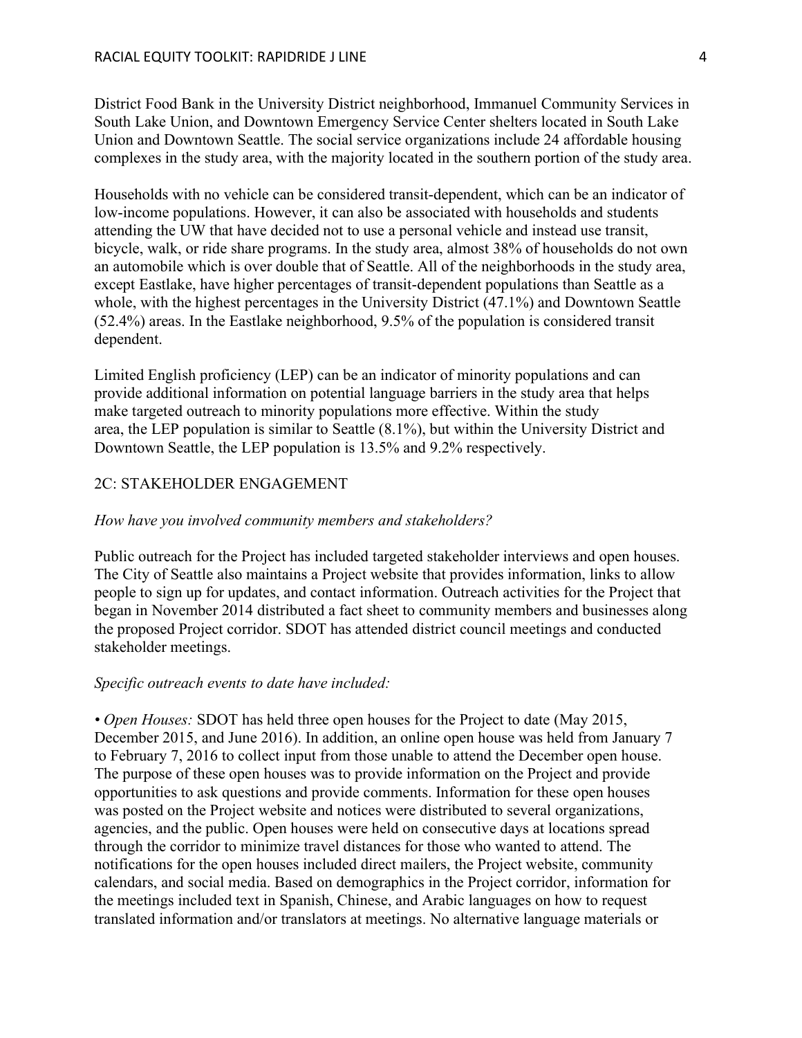District Food Bank in the University District neighborhood, Immanuel Community Services in South Lake Union, and Downtown Emergency Service Center shelters located in South Lake Union and Downtown Seattle. The social service organizations include 24 affordable housing complexes in the study area, with the majority located in the southern portion of the study area.

Households with no vehicle can be considered transit-dependent, which can be an indicator of low-income populations. However, it can also be associated with households and students attending the UW that have decided not to use a personal vehicle and instead use transit, bicycle, walk, or ride share programs. In the study area, almost 38% of households do not own an automobile which is over double that of Seattle. All of the neighborhoods in the study area, except Eastlake, have higher percentages of transit-dependent populations than Seattle as a whole, with the highest percentages in the University District (47.1%) and Downtown Seattle (52.4%) areas. In the Eastlake neighborhood, 9.5% of the population is considered transit dependent.

Limited English proficiency (LEP) can be an indicator of minority populations and can provide additional information on potential language barriers in the study area that helps make targeted outreach to minority populations more effective. Within the study area, the LEP population is similar to Seattle (8.1%), but within the University District and Downtown Seattle, the LEP population is 13.5% and 9.2% respectively.

## 2C: STAKEHOLDER ENGAGEMENT

*How have you involved community members and stakeholders?*

Public outreach for the Project has included targeted stakeholder interviews and open houses. The City of Seattle also maintains a Project website that provides information, links to allow people to sign up for updates, and contact information. Outreach activities for the Project that began in November 2014 distributed a fact sheet to community members and businesses along the proposed Project corridor. SDOT has attended district council meetings and conducted stakeholder meetings.

*Specific outreach events to date have included:*

- *Open Houses:* SDOT has held three open houses for the Project to date (May 2015, December 2015, and June 2016). In addition, an online open house was held from January 7 to February 7, 2016 to collect input from those unable to attend the December open house. The purpose of these open houses was to provide information on the Project and provide opportunities to ask questions and provide comments. Information for these open houses was posted on the Project website and notices were distributed to several organizations, agencies, and the public. Open houses were held on consecutive days at locations spread through the corridor to minimize travel distances for those who wanted to attend. The notifications for the open houses included direct mailers, the Project website, community calendars, and social media. Based on demographics in the Project corridor, information for the meetings included text in Spanish, Chinese, and Arabic languages on how to request translated information and/or translators at meetings. No alternative language materials or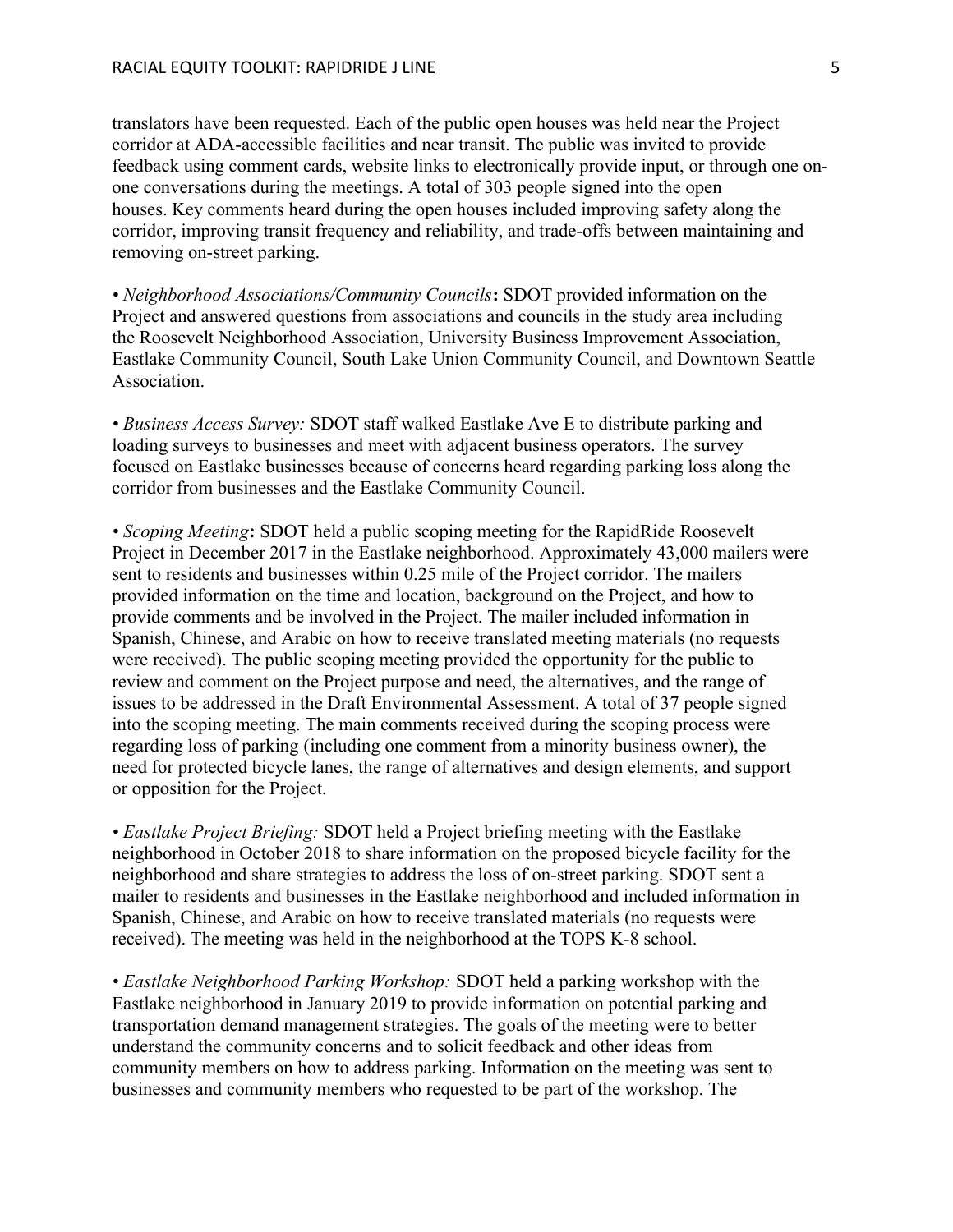translators have been requested. Each of the public open houses was held near the Project corridor at ADA-accessible facilities and near transit. The public was invited to provide feedback using comment cards, website links to electronically provide input, or through one on-one conversations during the meetings. A total of 303 people signed into the open houses. Key comments heard during the open houses included improving safety along the corridor, improving transit frequency and reliability, and trade-offs between maintaining and removing on-street parking.

• *Neighborhood Associations/Community Councils*: SDOT provided information on the Project and answered questions from associations and councils in the study area including the Roosevelt Neighborhood Association, University Business Improvement Association, Eastlake Community Council, South Lake Union Community Council, and Downtown Seattle Association.

• *Business Access Survey:* SDOT staff walked Eastlake Ave E to distribute parking and loading surveys to businesses and meet with adjacent business operators. The survey focused on Eastlake businesses because of concerns heard regarding parking loss along the corridor from businesses and the Eastlake Community Council.

• *Scoping Meeting*: SDOT held a public scoping meeting for the RapidRide Roosevelt Project in December 2017 in the Eastlake neighborhood. Approximately 43,000 mailers were sent to residents and businesses within 0.25 mile of the Project corridor. The mailers provided information on the time and location, background on the Project, and how to provide comments and be involved in the Project. The mailer included information in Spanish, Chinese, and Arabic on how to receive translated meeting materials (no requests were received). The public scoping meeting provided the opportunity for the public to review and comment on the Project purpose and need, the alternatives, and the range of issues to be addressed in the Draft Environmental Assessment. A total of 37 people signed into the scoping meeting. The main comments received during the scoping process were regarding loss of parking (including one comment from a minority business owner), the need for protected bicycle lanes, the range of alternatives and design elements, and support or opposition for the Project.

• *Eastlake Project Briefing:* SDOT held a Project briefing meeting with the Eastlake neighborhood in October 2018 to share information on the proposed bicycle facility for the neighborhood and share strategies to address the loss of on-street parking. SDOT sent a mailer to residents and businesses in the Eastlake neighborhood and included information in Spanish, Chinese, and Arabic on how to receive translated materials (no requests were received). The meeting was held in the neighborhood at the TOPS K-8 school.

• *Eastlake Neighborhood Parking Workshop:* SDOT held a parking workshop with the Eastlake neighborhood in January 2019 to provide information on potential parking and transportation demand management strategies. The goals of the meeting were to better understand the community concerns and to solicit feedback and other ideas from community members on how to address parking. Information on the meeting was sent to businesses and community members who requested to be part of the workshop. The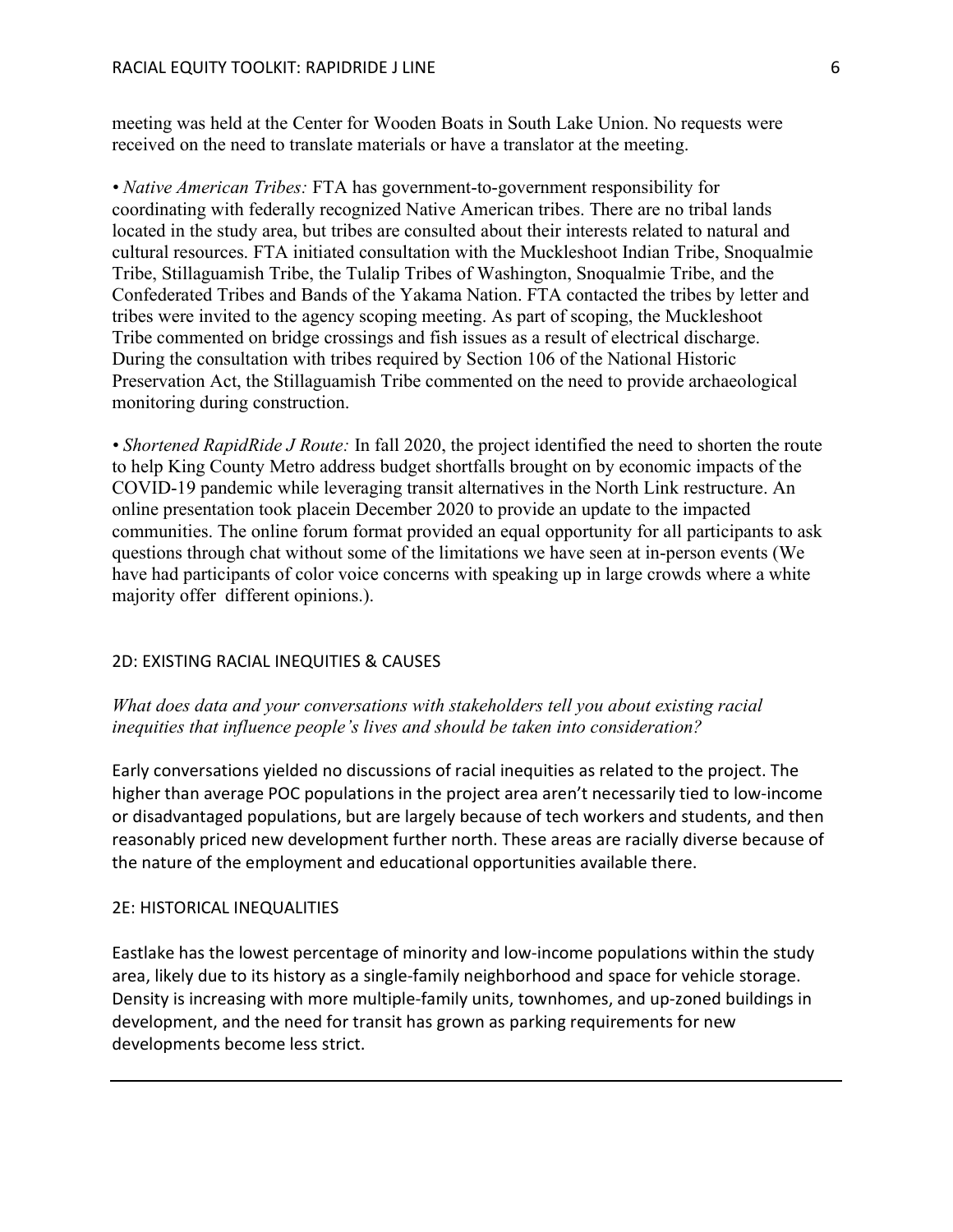meeting was held at the Center for Wooden Boats in South Lake Union. No requests were received on the need to translate materials or have a translator at the meeting.

• *Native American Tribes:* FTA has government-to-government responsibility for coordinating with federally recognized Native American tribes. There are no tribal lands located in the study area, but tribes are consulted about their interests related to natural and cultural resources. FTA initiated consultation with the Muckleshoot Indian Tribe, Snoqualmie Tribe, Stillaguamish Tribe, the Tulalip Tribes of Washington, Snoqualmie Tribe, and the Confederated Tribes and Bands of the Yakama Nation. FTA contacted the tribes by letter and tribes were invited to the agency scoping meeting. As part of scoping, the Muckleshoot Tribe commented on bridge crossings and fish issues as a result of electrical discharge. During the consultation with tribes required by Section 106 of the National Historic Preservation Act, the Stillaguamish Tribe commented on the need to provide archaeological monitoring during construction.

• *Shortened RapidRide J Route:* In fall 2020, the project identified the need to shorten the route to help King County Metro address budget shortfalls brought on by economic impacts of the COVID-19 pandemic while leveraging transit alternatives in the North Link restructure. An online presentation took placein December 2020 to provide an update to the impacted communities. The online forum format provided an equal opportunity for all participants to ask questions through chat without some of the limitations we have seen at in-person events (We have had participants of color voice concerns with speaking up in large crowds where a white majority offer different opinions.).

## 2D: EXISTING RACIAL INEQUITIES & CAUSES

*What does data and your conversations with stakeholders tell you about existing racial inequities that influence people's lives and should be taken into consideration?*

Early conversations yielded no discussions of racial inequities as related to the project. The higher than average POC populations in the project area aren't necessarily tied to low-income or disadvantaged populations, but are largely because of tech workers and students, and then reasonably priced new development further north. These areas are racially diverse because of the nature of the employment and educational opportunities available there.

## 2E: HISTORICAL INEQUALITIES

Eastlake has the lowest percentage of minority and low-income populations within the study area, likely due to its history as a single-family neighborhood and space for vehicle storage. Density is increasing with more multiple-family units, townhomes, and up-zoned buildings in development, and the need for transit has grown as parking requirements for new developments become less strict.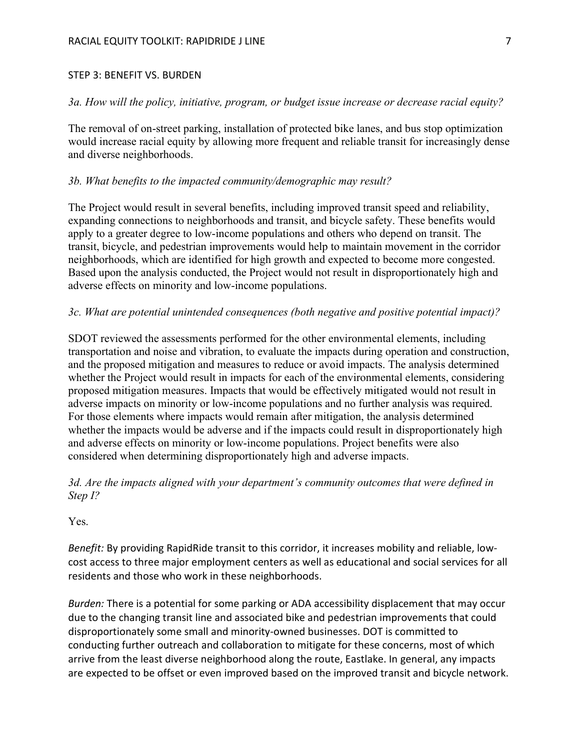## STEP 3: BENEFIT VS. BURDEN

*3a. How will the policy, initiative, program, or budget issue increase or decrease racial equity?*

The removal of on-street parking, installation of protected bike lanes, and bus stop optimization would increase racial equity by allowing more frequent and reliable transit for increasingly dense and diverse neighborhoods.

*3b. What benefits to the impacted community/demographic may result?*

The Project would result in several benefits, including improved transit speed and reliability, expanding connections to neighborhoods and transit, and bicycle safety. These benefits would apply to a greater degree to low-income populations and others who depend on transit. The transit, bicycle, and pedestrian improvements would help to maintain movement in the corridor neighborhoods, which are identified for high growth and expected to become more congested. Based upon the analysis conducted, the Project would not result in disproportionately high and adverse effects on minority and low-income populations.

*3c. What are potential unintended consequences (both negative and positive potential impact)?*

SDOT reviewed the assessments performed for the other environmental elements, including transportation and noise and vibration, to evaluate the impacts during operation and construction, and the proposed mitigation and measures to reduce or avoid impacts. The analysis determined whether the Project would result in impacts for each of the environmental elements, considering proposed mitigation measures. Impacts that would be effectively mitigated would not result in adverse impacts on minority or low-income populations and no further analysis was required. For those elements where impacts would remain after mitigation, the analysis determined whether the impacts would be adverse and if the impacts could result in disproportionately high and adverse effects on minority or low-income populations. Project benefits were also considered when determining disproportionately high and adverse impacts.

*3d. Are the impacts aligned with your department's community outcomes that were defined in Step I?*

Yes.

*Benefit:* By providing RapidRide transit to this corridor, it increases mobility and reliable, low-cost access to three major employment centers as well as educational and social services for all residents and those who work in these neighborhoods.

*Burden:* There is a potential for some parking or ADA accessibility displacement that may occur due to the changing transit line and associated bike and pedestrian improvements that could disproportionately some small and minority-owned businesses. DOT is committed to conducting further outreach and collaboration to mitigate for these concerns, most of which arrive from the least diverse neighborhood along the route, Eastlake. In general, any impacts are expected to be offset or even improved based on the improved transit and bicycle network.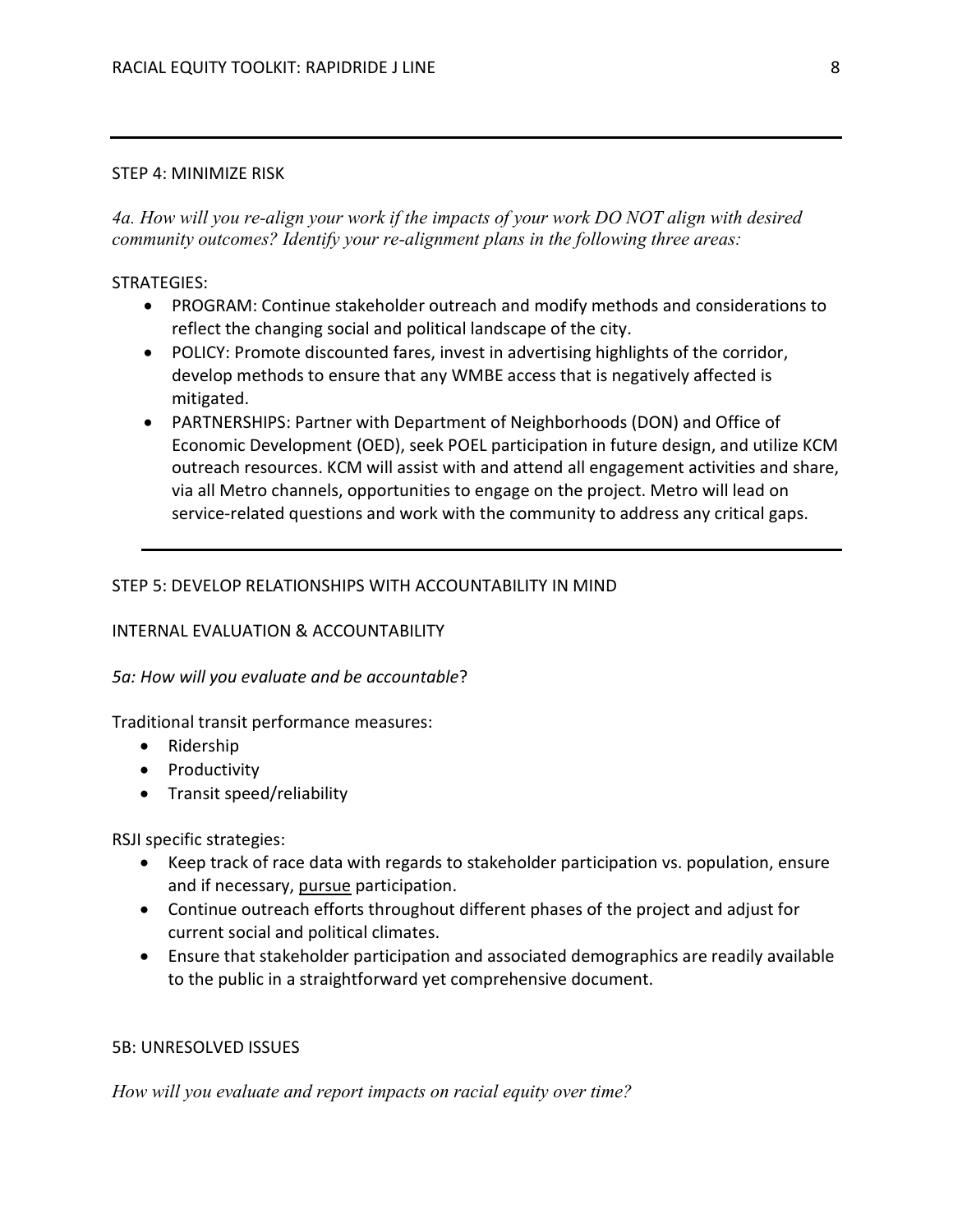## STEP 4: MINIMIZE RISK

*4a. How will you re-align your work if the impacts of your work DO NOT align with desired community outcomes? Identify your re-alignment plans in the following three areas:*

STRATEGIES:

- PROGRAM: Continue stakeholder outreach and modify methods and considerations to reflect the changing social and political landscape of the city.
- POLICY: Promote discounted fares, invest in advertising highlights of the corridor, develop methods to ensure that any WMBE access that is negatively affected is mitigated.
- PARTNERSHIPS: Partner with Department of Neighborhoods (DON) and Office of Economic Development (OED), seek POEL participation in future design, and utilize KCM outreach resources. KCM will assist with and attend all engagement activities and share, via all Metro channels, opportunities to engage on the project. Metro will lead on service-related questions and work with the community to address any critical gaps.

---

## STEP 5: DEVELOP RELATIONSHIPS WITH ACCOUNTABILITY IN MIND

### INTERNAL EVALUATION & ACCOUNTABILITY

*5a: How will you evaluate and be accountable*?

Traditional transit performance measures:

- Ridership
- Productivity
- Transit speed/reliability

RSJI specific strategies:

- Keep track of race data with regards to stakeholder participation vs. population, ensure and if necessary, <u>pursue</u> participation.
- Continue outreach efforts throughout different phases of the project and adjust for current social and political climates.
- Ensure that stakeholder participation and associated demographics are readily available to the public in a straightforward yet comprehensive document.

### 5B: UNRESOLVED ISSUES

*How will you evaluate and report impacts on racial equity over time?*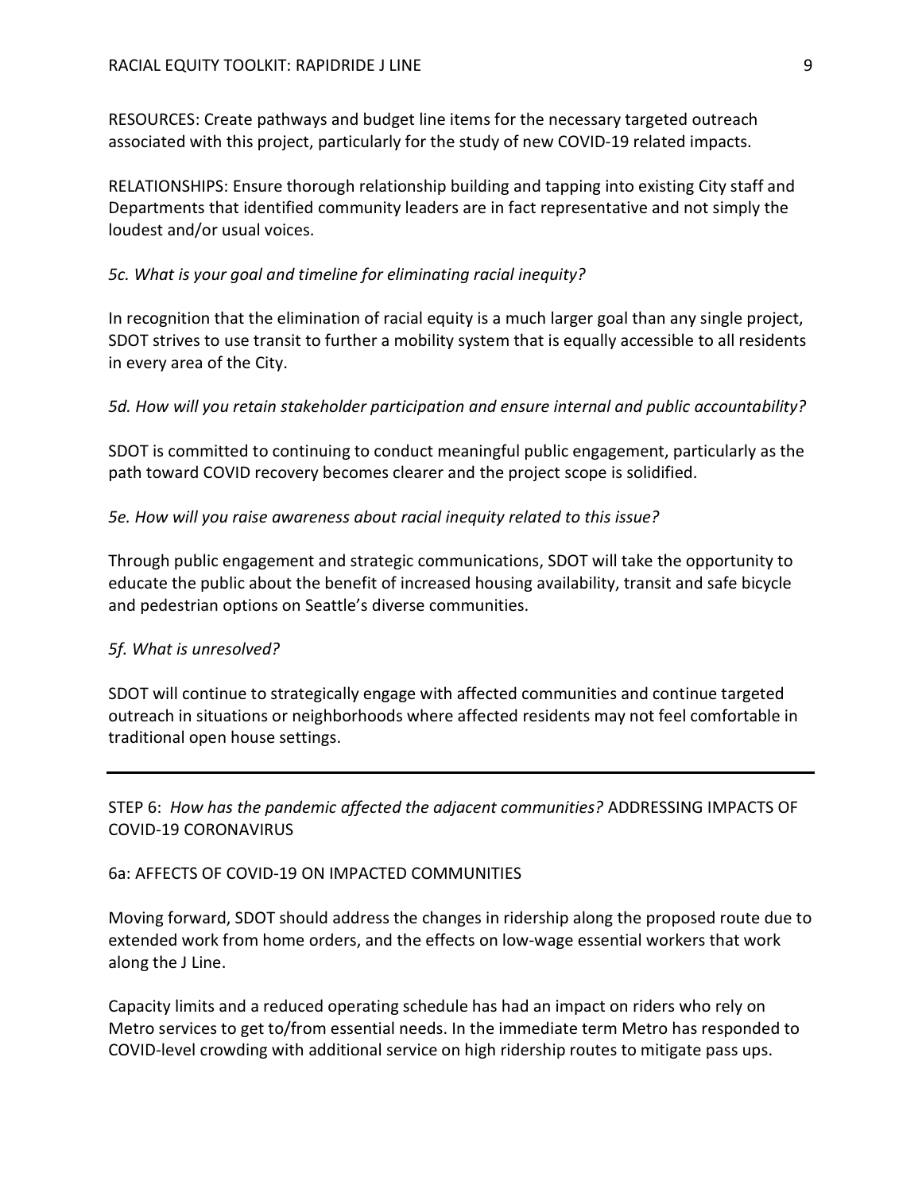RESOURCES: Create pathways and budget line items for the necessary targeted outreach associated with this project, particularly for the study of new COVID-19 related impacts.

RELATIONSHIPS: Ensure thorough relationship building and tapping into existing City staff and Departments that identified community leaders are in fact representative and not simply the loudest and/or usual voices.

*5c. What is your goal and timeline for eliminating racial inequity?*

In recognition that the elimination of racial equity is a much larger goal than any single project, SDOT strives to use transit to further a mobility system that is equally accessible to all residents in every area of the City.

*5d. How will you retain stakeholder participation and ensure internal and public accountability?*

SDOT is committed to continuing to conduct meaningful public engagement, particularly as the path toward COVID recovery becomes clearer and the project scope is solidified.

*5e. How will you raise awareness about racial inequity related to this issue?*

Through public engagement and strategic communications, SDOT will take the opportunity to educate the public about the benefit of increased housing availability, transit and safe bicycle and pedestrian options on Seattle's diverse communities.

*5f. What is unresolved?*

SDOT will continue to strategically engage with affected communities and continue targeted outreach in situations or neighborhoods where affected residents may not feel comfortable in traditional open house settings.

---

## STEP 6: *How has the pandemic affected the adjacent communities?* ADDRESSING IMPACTS OF COVID-19 CORONAVIRUS

### 6a: AFFECTS OF COVID-19 ON IMPACTED COMMUNITIES

Moving forward, SDOT should address the changes in ridership along the proposed route due to extended work from home orders, and the effects on low-wage essential workers that work along the J Line.

Capacity limits and a reduced operating schedule has had an impact on riders who rely on Metro services to get to/from essential needs. In the immediate term Metro has responded to COVID-level crowding with additional service on high ridership routes to mitigate pass ups.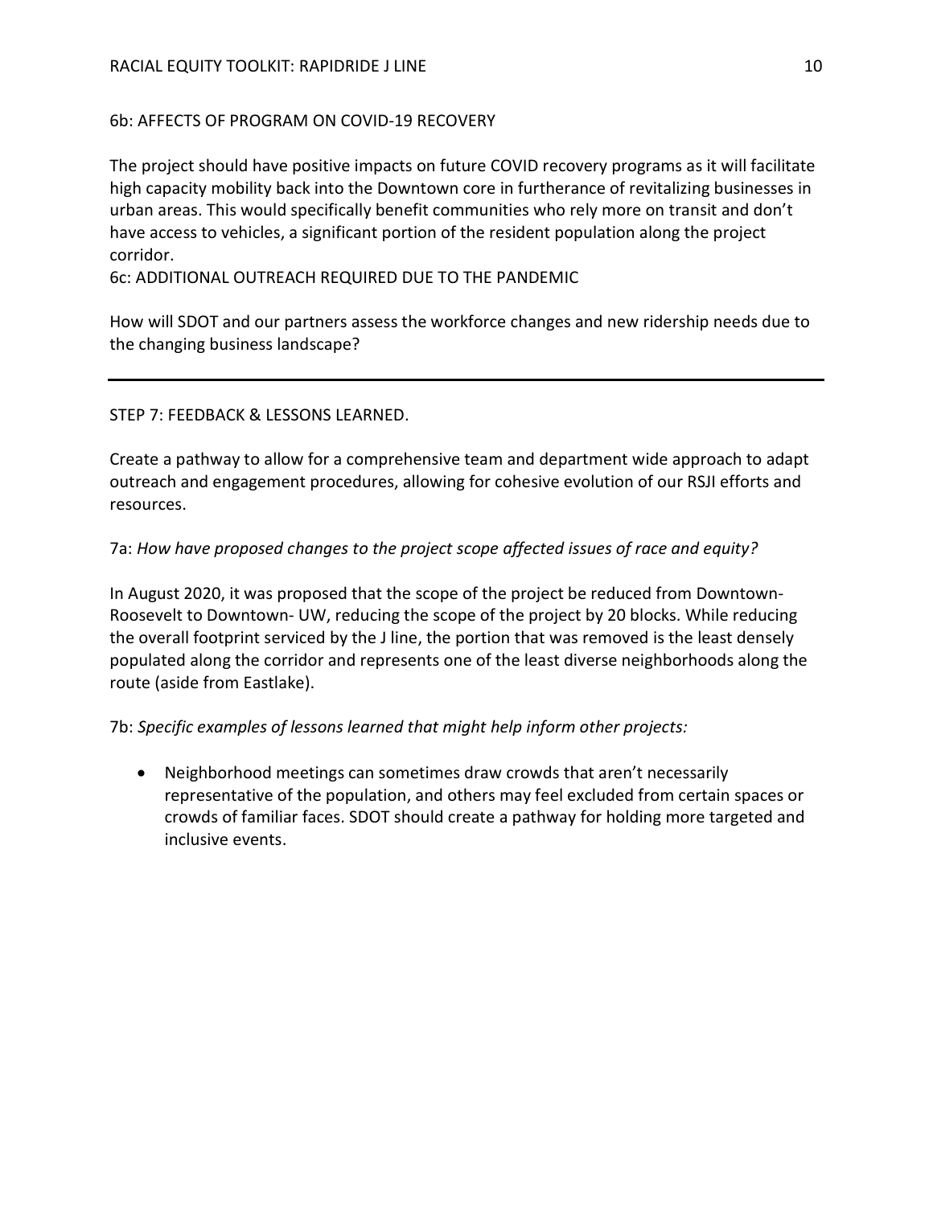6b: AFFECTS OF PROGRAM ON COVID-19 RECOVERY

The project should have positive impacts on future COVID recovery programs as it will facilitate high capacity mobility back into the Downtown core in furtherance of revitalizing businesses in urban areas. This would specifically benefit communities who rely more on transit and don't have access to vehicles, a significant portion of the resident population along the project corridor.

6c: ADDITIONAL OUTREACH REQUIRED DUE TO THE PANDEMIC

How will SDOT and our partners assess the workforce changes and new ridership needs due to the changing business landscape?

---

STEP 7: FEEDBACK & LESSONS LEARNED.

Create a pathway to allow for a comprehensive team and department wide approach to adapt outreach and engagement procedures, allowing for cohesive evolution of our RSJI efforts and resources.

7a: *How have proposed changes to the project scope affected issues of race and equity?*

In August 2020, it was proposed that the scope of the project be reduced from Downtown-Roosevelt to Downtown- UW, reducing the scope of the project by 20 blocks. While reducing the overall footprint serviced by the J line, the portion that was removed is the least densely populated along the corridor and represents one of the least diverse neighborhoods along the route (aside from Eastlake).

7b: *Specific examples of lessons learned that might help inform other projects:*

- Neighborhood meetings can sometimes draw crowds that aren't necessarily representative of the population, and others may feel excluded from certain spaces or crowds of familiar faces. SDOT should create a pathway for holding more targeted and inclusive events.